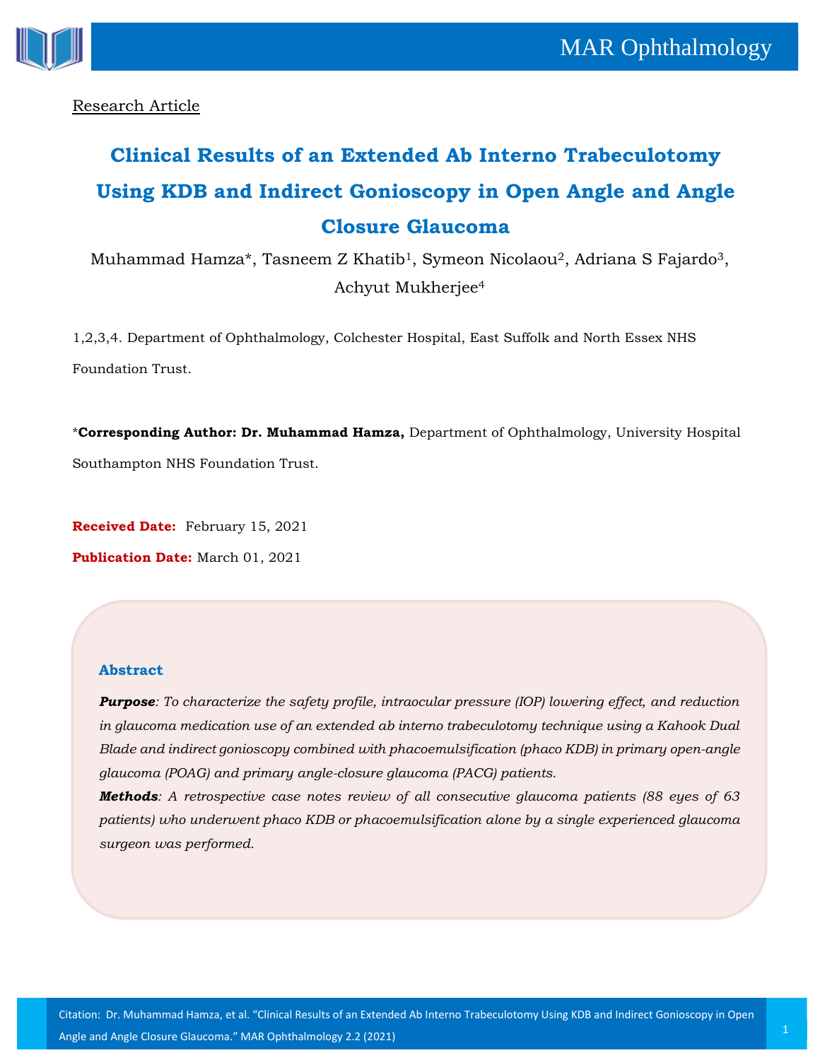Research Article

# Clinical Results of an Extended Ab Interno Trabeculotomy Using KDB and Indirect Gonioscopy in Open Angle and Angle Closure Glaucoma

Muhammad Hamza*, Tasneem Z Khatib[1], Symeon Nicolaou[2], Adriana S Fajardo[3], Achyut Mukherjee[4]

1,2,3,4. Department of Ophthalmology, Colchester Hospital, East Suffolk and North Essex NHS Foundation Trust.

***Corresponding Author: Dr. Muhammad Hamza,** Department of Ophthalmology, University Hospital Southampton NHS Foundation Trust.

**Received Date:** February 15, 2021

**Publication Date:** March 01, 2021

## Abstract

***Purpose**: To characterize the safety profile, intraocular pressure (IOP) lowering effect, and reduction in glaucoma medication use of an extended ab interno trabeculotomy technique using a Kahook Dual Blade and indirect gonioscopy combined with phacoemulsification (phaco KDB) in primary open-angle glaucoma (POAG) and primary angle-closure glaucoma (PACG) patients.*

***Methods**: A retrospective case notes review of all consecutive glaucoma patients (88 eyes of 63 patients) who underwent phaco KDB or phacoemulsification alone by a single experienced glaucoma surgeon was performed.*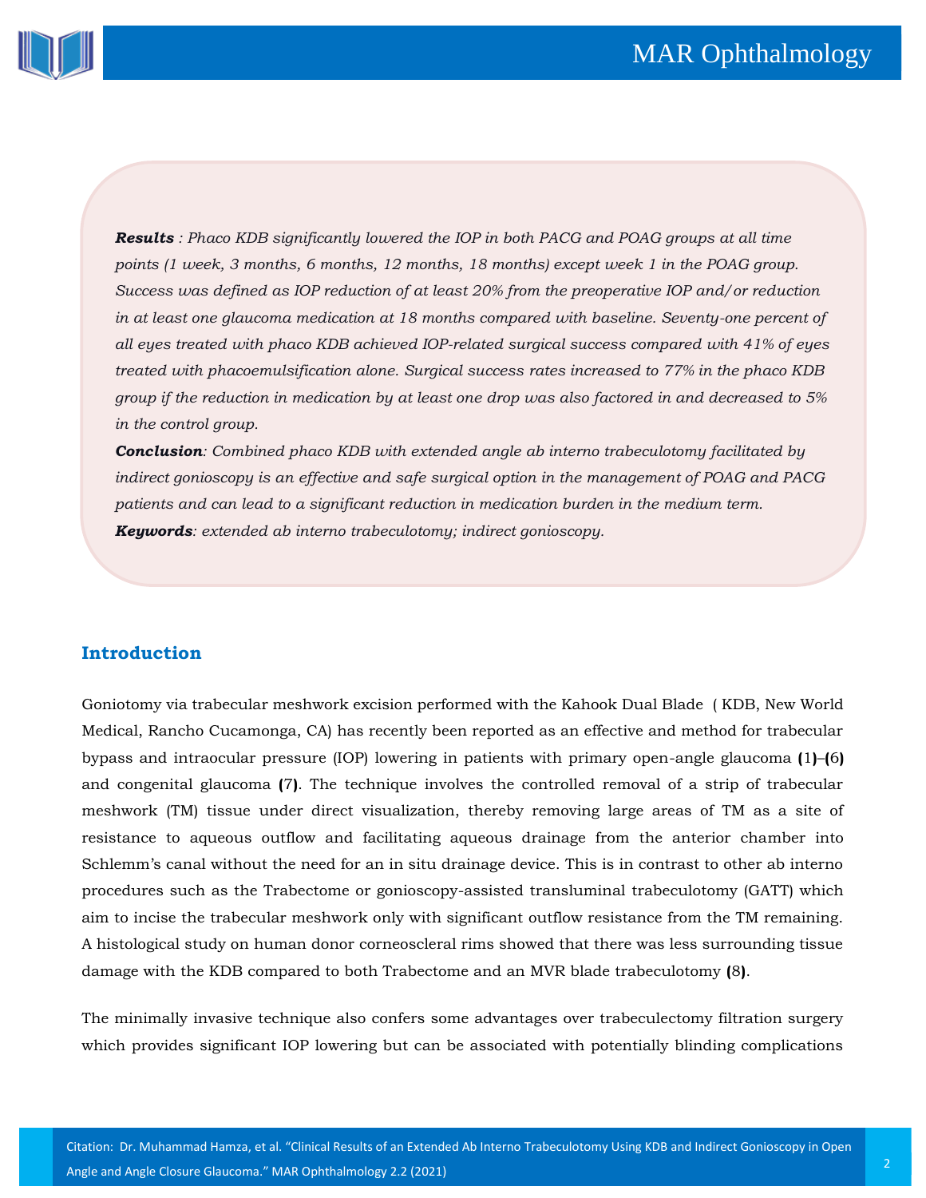***Results*** *: Phaco KDB significantly lowered the IOP in both PACG and POAG groups at all time points (1 week, 3 months, 6 months, 12 months, 18 months) except week 1 in the POAG group. Success was defined as IOP reduction of at least 20% from the preoperative IOP and/or reduction in at least one glaucoma medication at 18 months compared with baseline. Seventy-one percent of all eyes treated with phaco KDB achieved IOP-related surgical success compared with 41% of eyes treated with phacoemulsification alone. Surgical success rates increased to 77% in the phaco KDB group if the reduction in medication by at least one drop was also factored in and decreased to 5% in the control group.*

***Conclusion****: Combined phaco KDB with extended angle ab interno trabeculotomy facilitated by indirect gonioscopy is an effective and safe surgical option in the management of POAG and PACG patients and can lead to a significant reduction in medication burden in the medium term.*

***Keywords****: extended ab interno trabeculotomy; indirect gonioscopy.*

## Introduction

Goniotomy via trabecular meshwork excision performed with the Kahook Dual Blade ( KDB, New World Medical, Rancho Cucamonga, CA) has recently been reported as an effective and method for trabecular bypass and intraocular pressure (IOP) lowering in patients with primary open-angle glaucoma (1)–(6) and congenital glaucoma (7). The technique involves the controlled removal of a strip of trabecular meshwork (TM) tissue under direct visualization, thereby removing large areas of TM as a site of resistance to aqueous outflow and facilitating aqueous drainage from the anterior chamber into Schlemm's canal without the need for an in situ drainage device. This is in contrast to other ab interno procedures such as the Trabectome or gonioscopy-assisted transluminal trabeculotomy (GATT) which aim to incise the trabecular meshwork only with significant outflow resistance from the TM remaining. A histological study on human donor corneoscleral rims showed that there was less surrounding tissue damage with the KDB compared to both Trabectome and an MVR blade trabeculotomy (8).

The minimally invasive technique also confers some advantages over trabeculectomy filtration surgery which provides significant IOP lowering but can be associated with potentially blinding complications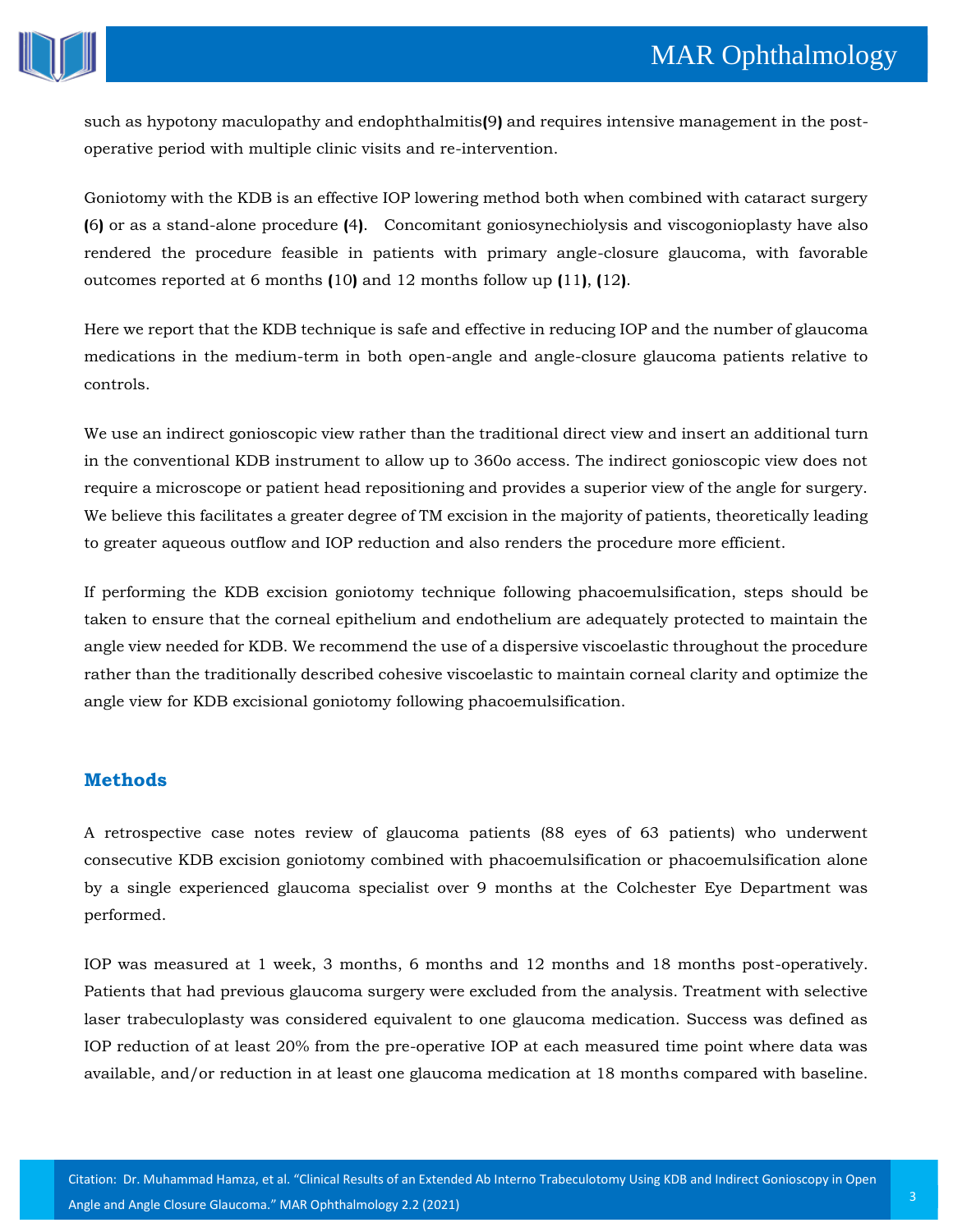such as hypotony maculopathy and endophthalmitis(9) and requires intensive management in the post-operative period with multiple clinic visits and re-intervention.

Goniotomy with the KDB is an effective IOP lowering method both when combined with cataract surgery (6) or as a stand-alone procedure (4). Concomitant goniosynechiolysis and viscogonioplasty have also rendered the procedure feasible in patients with primary angle-closure glaucoma, with favorable outcomes reported at 6 months (10) and 12 months follow up (11), (12).

Here we report that the KDB technique is safe and effective in reducing IOP and the number of glaucoma medications in the medium-term in both open-angle and angle-closure glaucoma patients relative to controls.

We use an indirect gonioscopic view rather than the traditional direct view and insert an additional turn in the conventional KDB instrument to allow up to 360o access. The indirect gonioscopic view does not require a microscope or patient head repositioning and provides a superior view of the angle for surgery. We believe this facilitates a greater degree of TM excision in the majority of patients, theoretically leading to greater aqueous outflow and IOP reduction and also renders the procedure more efficient.

If performing the KDB excision goniotomy technique following phacoemulsification, steps should be taken to ensure that the corneal epithelium and endothelium are adequately protected to maintain the angle view needed for KDB. We recommend the use of a dispersive viscoelastic throughout the procedure rather than the traditionally described cohesive viscoelastic to maintain corneal clarity and optimize the angle view for KDB excisional goniotomy following phacoemulsification.

## Methods

A retrospective case notes review of glaucoma patients (88 eyes of 63 patients) who underwent consecutive KDB excision goniotomy combined with phacoemulsification or phacoemulsification alone by a single experienced glaucoma specialist over 9 months at the Colchester Eye Department was performed.

IOP was measured at 1 week, 3 months, 6 months and 12 months and 18 months post-operatively. Patients that had previous glaucoma surgery were excluded from the analysis. Treatment with selective laser trabeculoplasty was considered equivalent to one glaucoma medication. Success was defined as IOP reduction of at least 20% from the pre-operative IOP at each measured time point where data was available, and/or reduction in at least one glaucoma medication at 18 months compared with baseline.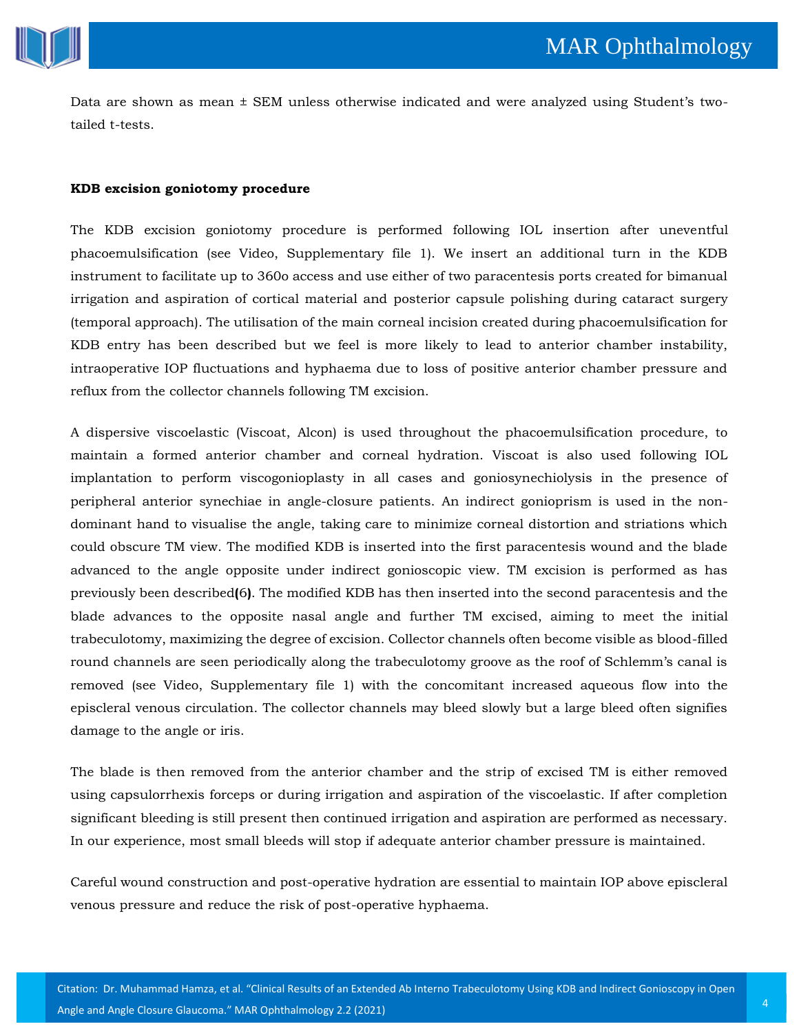Data are shown as mean ± SEM unless otherwise indicated and were analyzed using Student's two-tailed t-tests.

**KDB excision goniotomy procedure**

The KDB excision goniotomy procedure is performed following IOL insertion after uneventful phacoemulsification (see Video, Supplementary file 1). We insert an additional turn in the KDB instrument to facilitate up to 360o access and use either of two paracentesis ports created for bimanual irrigation and aspiration of cortical material and posterior capsule polishing during cataract surgery (temporal approach). The utilisation of the main corneal incision created during phacoemulsification for KDB entry has been described but we feel is more likely to lead to anterior chamber instability, intraoperative IOP fluctuations and hyphaema due to loss of positive anterior chamber pressure and reflux from the collector channels following TM excision.

A dispersive viscoelastic (Viscoat, Alcon) is used throughout the phacoemulsification procedure, to maintain a formed anterior chamber and corneal hydration. Viscoat is also used following IOL implantation to perform viscogonioplasty in all cases and goniosynechiolysis in the presence of peripheral anterior synechiae in angle-closure patients. An indirect gonioprism is used in the non-dominant hand to visualise the angle, taking care to minimize corneal distortion and striations which could obscure TM view. The modified KDB is inserted into the first paracentesis wound and the blade advanced to the angle opposite under indirect gonioscopic view. TM excision is performed as has previously been described**(**6**)**. The modified KDB has then inserted into the second paracentesis and the blade advances to the opposite nasal angle and further TM excised, aiming to meet the initial trabeculotomy, maximizing the degree of excision. Collector channels often become visible as blood-filled round channels are seen periodically along the trabeculotomy groove as the roof of Schlemm's canal is removed (see Video, Supplementary file 1) with the concomitant increased aqueous flow into the episcleral venous circulation. The collector channels may bleed slowly but a large bleed often signifies damage to the angle or iris.

The blade is then removed from the anterior chamber and the strip of excised TM is either removed using capsulorrhexis forceps or during irrigation and aspiration of the viscoelastic. If after completion significant bleeding is still present then continued irrigation and aspiration are performed as necessary. In our experience, most small bleeds will stop if adequate anterior chamber pressure is maintained.

Careful wound construction and post-operative hydration are essential to maintain IOP above episcleral venous pressure and reduce the risk of post-operative hyphaema.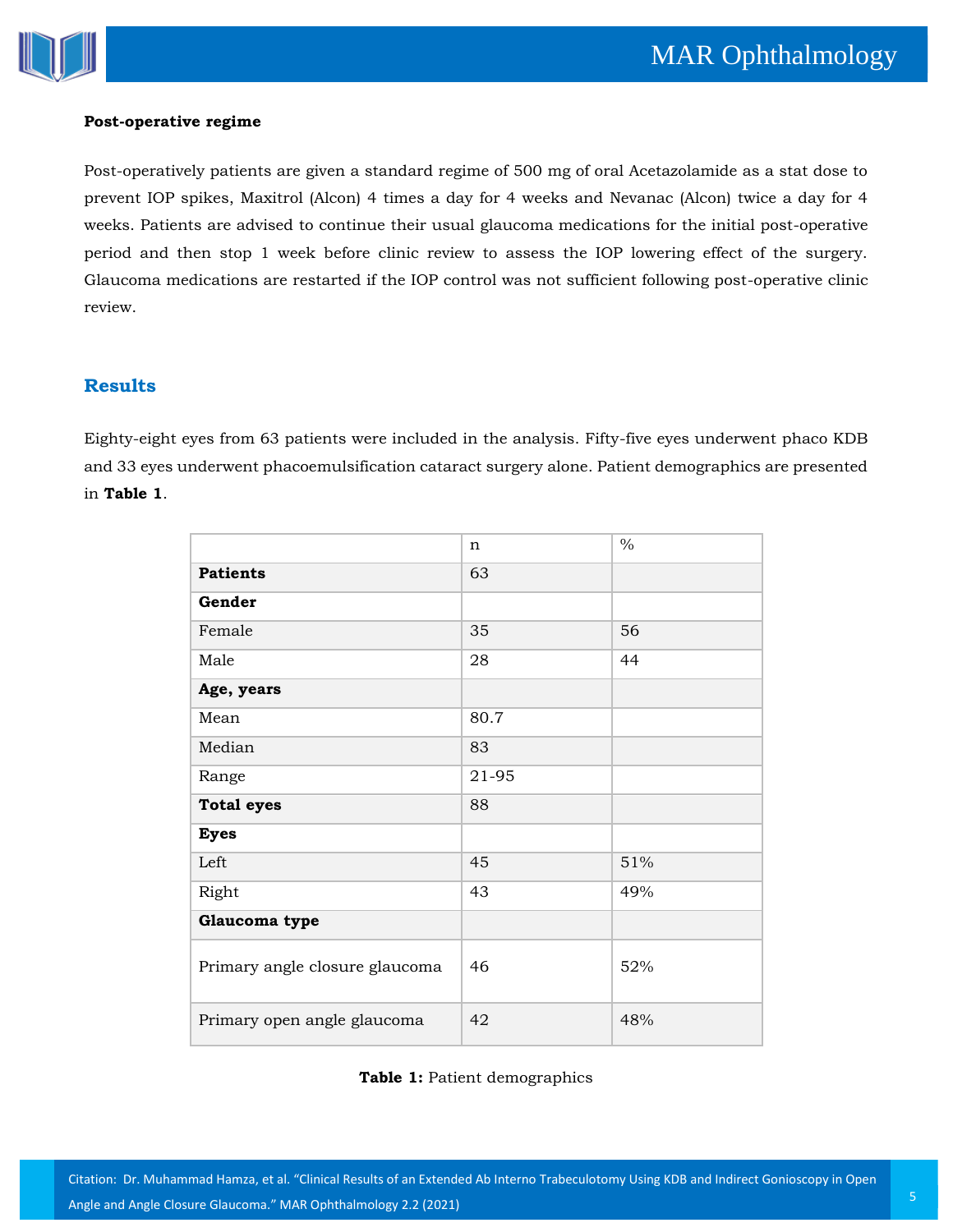**Post-operative regime**

Post-operatively patients are given a standard regime of 500 mg of oral Acetazolamide as a stat dose to prevent IOP spikes, Maxitrol (Alcon) 4 times a day for 4 weeks and Nevanac (Alcon) twice a day for 4 weeks. Patients are advised to continue their usual glaucoma medications for the initial post-operative period and then stop 1 week before clinic review to assess the IOP lowering effect of the surgery. Glaucoma medications are restarted if the IOP control was not sufficient following post-operative clinic review.

## Results

Eighty-eight eyes from 63 patients were included in the analysis. Fifty-five eyes underwent phaco KDB and 33 eyes underwent phacoemulsification cataract surgery alone. Patient demographics are presented in **Table 1**.

| | n | % |
|---|---|---|
| **Patients** | 63 | |
| **Gender** | | |
| Female | 35 | 56 |
| Male | 28 | 44 |
| **Age, years** | | |
| Mean | 80.7 | |
| Median | 83 | |
| Range | 21-95 | |
| **Total eyes** | 88 | |
| **Eyes** | | |
| Left | 45 | 51% |
| Right | 43 | 49% |
| **Glaucoma type** | | |
| Primary angle closure glaucoma | 46 | 52% |
| Primary open angle glaucoma | 42 | 48% |

**Table 1:** Patient demographics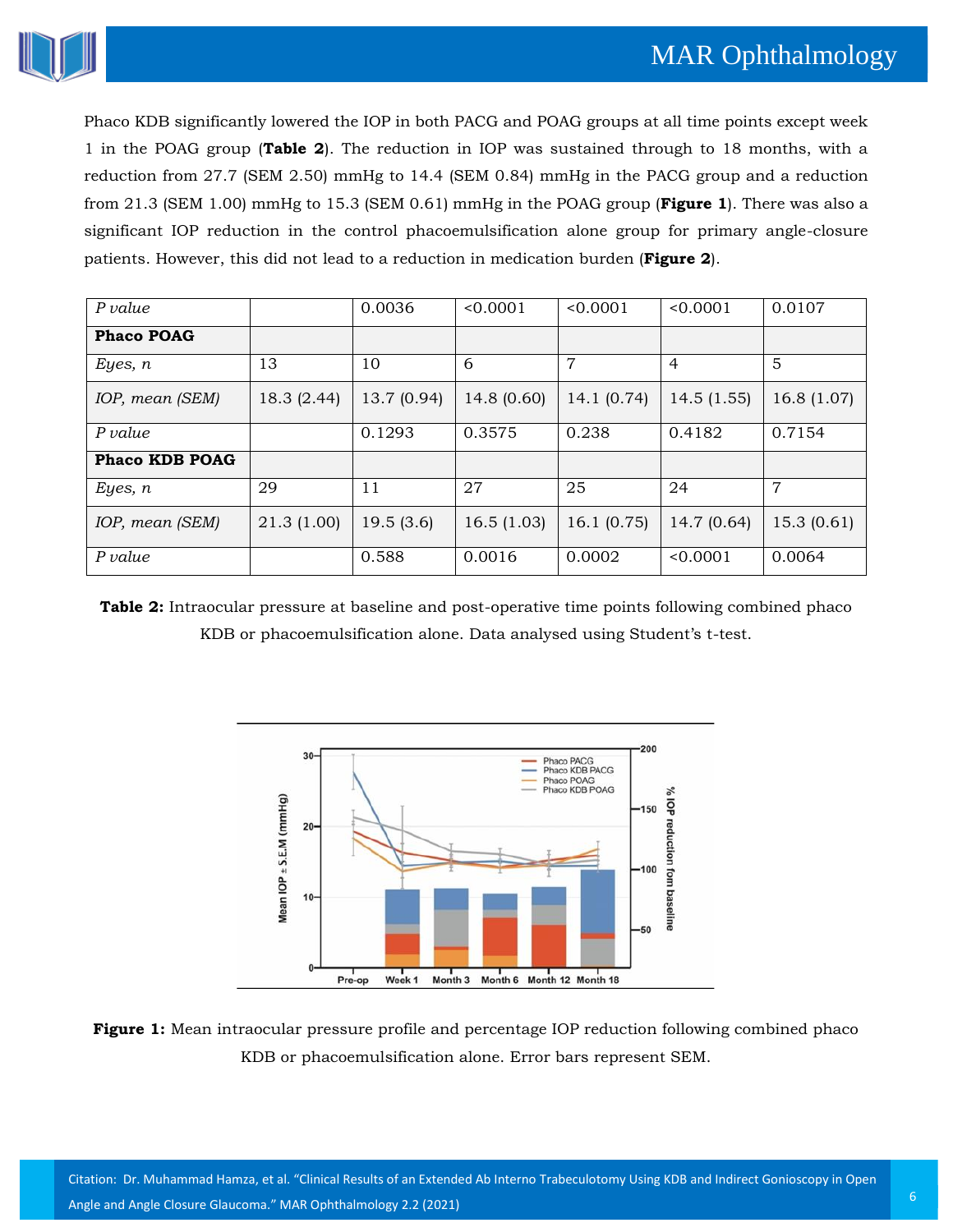Phaco KDB significantly lowered the IOP in both PACG and POAG groups at all time points except week 1 in the POAG group (**Table 2**). The reduction in IOP was sustained through to 18 months, with a reduction from 27.7 (SEM 2.50) mmHg to 14.4 (SEM 0.84) mmHg in the PACG group and a reduction from 21.3 (SEM 1.00) mmHg to 15.3 (SEM 0.61) mmHg in the POAG group (**Figure 1**). There was also a significant IOP reduction in the control phacoemulsification alone group for primary angle-closure patients. However, this did not lead to a reduction in medication burden (**Figure 2**).

| *P value* | | 0.0036 | <0.0001 | <0.0001 | <0.0001 | 0.0107 |
|---|---|---|---|---|---|---|
| **Phaco POAG** | | | | | | |
| *Eyes, n* | 13 | 10 | 6 | 7 | 4 | 5 |
| *IOP, mean (SEM)* | 18.3 (2.44) | 13.7 (0.94) | 14.8 (0.60) | 14.1 (0.74) | 14.5 (1.55) | 16.8 (1.07) |
| *P value* | | 0.1293 | 0.3575 | 0.238 | 0.4182 | 0.7154 |
| **Phaco KDB POAG** | | | | | | |
| *Eyes, n* | 29 | 11 | 27 | 25 | 24 | 7 |
| *IOP, mean (SEM)* | 21.3 (1.00) | 19.5 (3.6) | 16.5 (1.03) | 16.1 (0.75) | 14.7 (0.64) | 15.3 (0.61) |
| *P value* | | 0.588 | 0.0016 | 0.0002 | <0.0001 | 0.0064 |

**Table 2:** Intraocular pressure at baseline and post-operative time points following combined phaco KDB or phacoemulsification alone. Data analysed using Student's t-test.

**Figure 1:** Mean intraocular pressure profile and percentage IOP reduction following combined phaco KDB or phacoemulsification alone. Error bars represent SEM.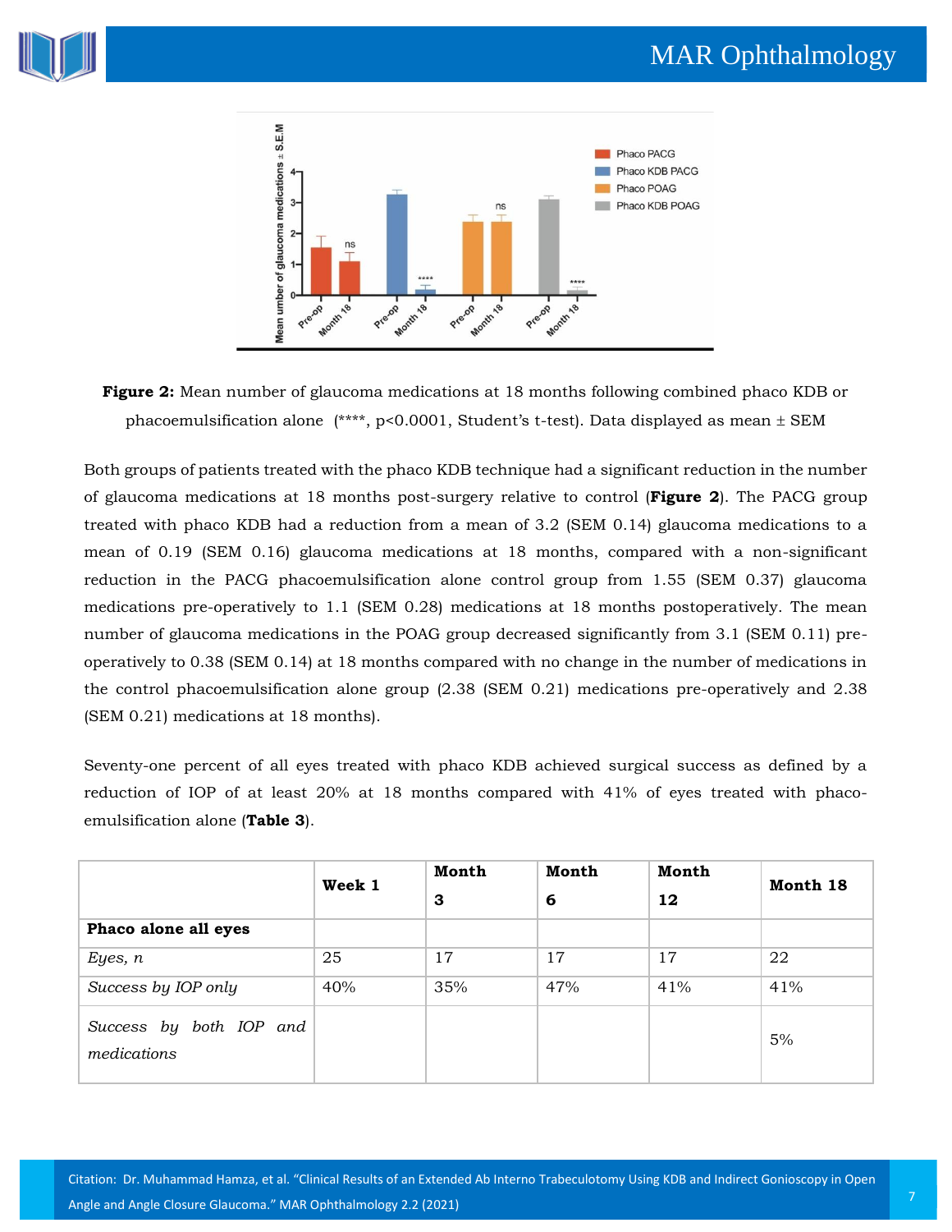**Figure 2:** Mean number of glaucoma medications at 18 months following combined phaco KDB or phacoemulsification alone (****, p<0.0001, Student's t-test). Data displayed as mean ± SEM

Both groups of patients treated with the phaco KDB technique had a significant reduction in the number of glaucoma medications at 18 months post-surgery relative to control (**Figure 2**). The PACG group treated with phaco KDB had a reduction from a mean of 3.2 (SEM 0.14) glaucoma medications to a mean of 0.19 (SEM 0.16) glaucoma medications at 18 months, compared with a non-significant reduction in the PACG phacoemulsification alone control group from 1.55 (SEM 0.37) glaucoma medications pre-operatively to 1.1 (SEM 0.28) medications at 18 months postoperatively. The mean number of glaucoma medications in the POAG group decreased significantly from 3.1 (SEM 0.11) pre-operatively to 0.38 (SEM 0.14) at 18 months compared with no change in the number of medications in the control phacoemulsification alone group (2.38 (SEM 0.21) medications pre-operatively and 2.38 (SEM 0.21) medications at 18 months).

Seventy-one percent of all eyes treated with phaco KDB achieved surgical success as defined by a reduction of IOP of at least 20% at 18 months compared with 41% of eyes treated with phaco-emulsification alone (**Table 3**).

| | **Week 1** | **Month 3** | **Month 6** | **Month 12** | **Month 18** |
|---|---|---|---|---|---|
| **Phaco alone all eyes** | | | | | |
| *Eyes, n* | 25 | 17 | 17 | 17 | 22 |
| *Success by IOP only* | 40% | 35% | 47% | 41% | 41% |
| *Success by both IOP and medications* | | | | | 5% |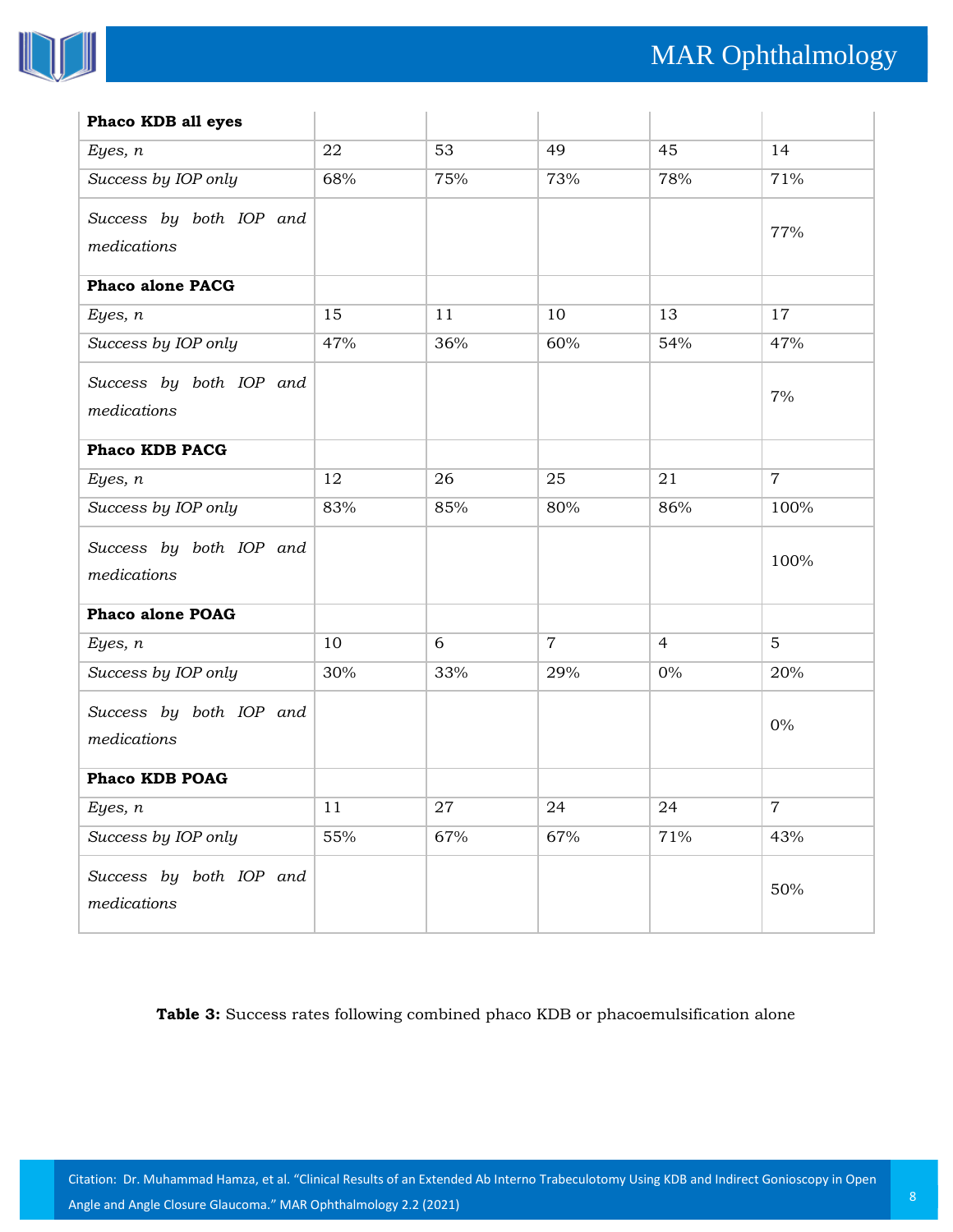| **Phaco KDB all eyes** | | | | | |
|---|---|---|---|---|---|
| *Eyes, n* | 22 | 53 | 49 | 45 | 14 |
| *Success by IOP only* | 68% | 75% | 73% | 78% | 71% |
| *Success by both IOP and medications* | | | | | 77% |
| **Phaco alone PACG** | | | | | |
| *Eyes, n* | 15 | 11 | 10 | 13 | 17 |
| *Success by IOP only* | 47% | 36% | 60% | 54% | 47% |
| *Success by both IOP and medications* | | | | | 7% |
| **Phaco KDB PACG** | | | | | |
| *Eyes, n* | 12 | 26 | 25 | 21 | 7 |
| *Success by IOP only* | 83% | 85% | 80% | 86% | 100% |
| *Success by both IOP and medications* | | | | | 100% |
| **Phaco alone POAG** | | | | | |
| *Eyes, n* | 10 | 6 | 7 | 4 | 5 |
| *Success by IOP only* | 30% | 33% | 29% | 0% | 20% |
| *Success by both IOP and medications* | | | | | 0% |
| **Phaco KDB POAG** | | | | | |
| *Eyes, n* | 11 | 27 | 24 | 24 | 7 |
| *Success by IOP only* | 55% | 67% | 67% | 71% | 43% |
| *Success by both IOP and medications* | | | | | 50% |

**Table 3:** Success rates following combined phaco KDB or phacoemulsification alone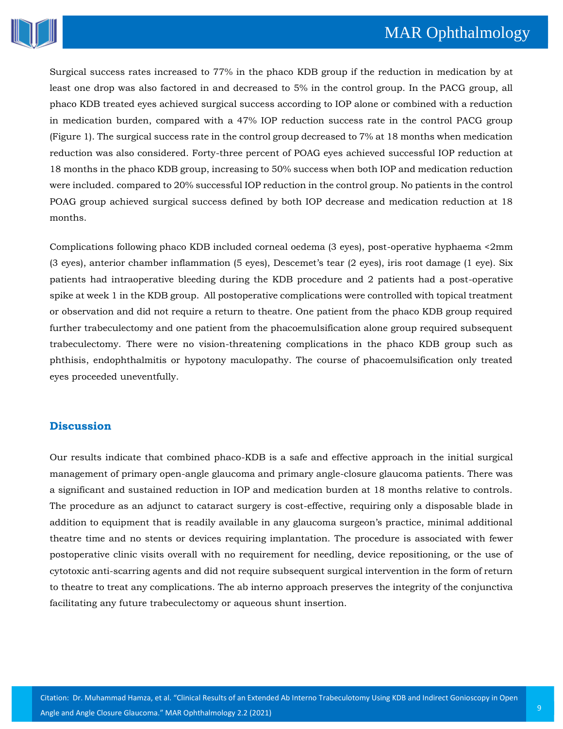Surgical success rates increased to 77% in the phaco KDB group if the reduction in medication by at least one drop was also factored in and decreased to 5% in the control group. In the PACG group, all phaco KDB treated eyes achieved surgical success according to IOP alone or combined with a reduction in medication burden, compared with a 47% IOP reduction success rate in the control PACG group (Figure 1). The surgical success rate in the control group decreased to 7% at 18 months when medication reduction was also considered. Forty-three percent of POAG eyes achieved successful IOP reduction at 18 months in the phaco KDB group, increasing to 50% success when both IOP and medication reduction were included. compared to 20% successful IOP reduction in the control group. No patients in the control POAG group achieved surgical success defined by both IOP decrease and medication reduction at 18 months.

Complications following phaco KDB included corneal oedema (3 eyes), post-operative hyphaema <2mm (3 eyes), anterior chamber inflammation (5 eyes), Descemet's tear (2 eyes), iris root damage (1 eye). Six patients had intraoperative bleeding during the KDB procedure and 2 patients had a post-operative spike at week 1 in the KDB group. All postoperative complications were controlled with topical treatment or observation and did not require a return to theatre. One patient from the phaco KDB group required further trabeculectomy and one patient from the phacoemulsification alone group required subsequent trabeculectomy. There were no vision-threatening complications in the phaco KDB group such as phthisis, endophthalmitis or hypotony maculopathy. The course of phacoemulsification only treated eyes proceeded uneventfully.

## Discussion

Our results indicate that combined phaco-KDB is a safe and effective approach in the initial surgical management of primary open-angle glaucoma and primary angle-closure glaucoma patients. There was a significant and sustained reduction in IOP and medication burden at 18 months relative to controls. The procedure as an adjunct to cataract surgery is cost-effective, requiring only a disposable blade in addition to equipment that is readily available in any glaucoma surgeon's practice, minimal additional theatre time and no stents or devices requiring implantation. The procedure is associated with fewer postoperative clinic visits overall with no requirement for needling, device repositioning, or the use of cytotoxic anti-scarring agents and did not require subsequent surgical intervention in the form of return to theatre to treat any complications. The ab interno approach preserves the integrity of the conjunctiva facilitating any future trabeculectomy or aqueous shunt insertion.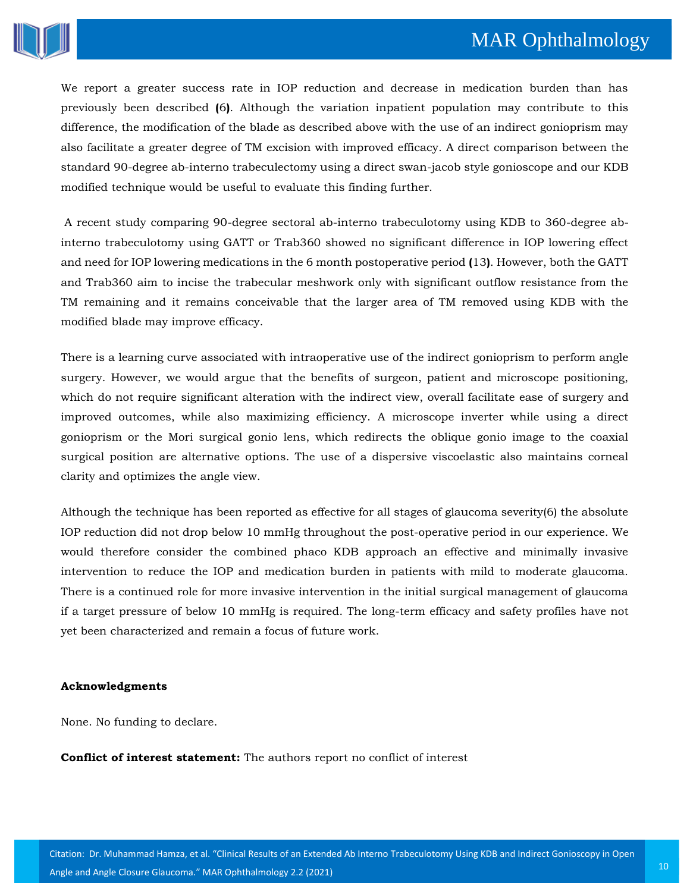We report a greater success rate in IOP reduction and decrease in medication burden than has previously been described (6). Although the variation inpatient population may contribute to this difference, the modification of the blade as described above with the use of an indirect gonioprism may also facilitate a greater degree of TM excision with improved efficacy. A direct comparison between the standard 90-degree ab-interno trabeculectomy using a direct swan-jacob style gonioscope and our KDB modified technique would be useful to evaluate this finding further.

A recent study comparing 90-degree sectoral ab-interno trabeculotomy using KDB to 360-degree ab-interno trabeculotomy using GATT or Trab360 showed no significant difference in IOP lowering effect and need for IOP lowering medications in the 6 month postoperative period (13). However, both the GATT and Trab360 aim to incise the trabecular meshwork only with significant outflow resistance from the TM remaining and it remains conceivable that the larger area of TM removed using KDB with the modified blade may improve efficacy.

There is a learning curve associated with intraoperative use of the indirect gonioprism to perform angle surgery. However, we would argue that the benefits of surgeon, patient and microscope positioning, which do not require significant alteration with the indirect view, overall facilitate ease of surgery and improved outcomes, while also maximizing efficiency. A microscope inverter while using a direct gonioprism or the Mori surgical gonio lens, which redirects the oblique gonio image to the coaxial surgical position are alternative options. The use of a dispersive viscoelastic also maintains corneal clarity and optimizes the angle view.

Although the technique has been reported as effective for all stages of glaucoma severity(6) the absolute IOP reduction did not drop below 10 mmHg throughout the post-operative period in our experience. We would therefore consider the combined phaco KDB approach an effective and minimally invasive intervention to reduce the IOP and medication burden in patients with mild to moderate glaucoma. There is a continued role for more invasive intervention in the initial surgical management of glaucoma if a target pressure of below 10 mmHg is required. The long-term efficacy and safety profiles have not yet been characterized and remain a focus of future work.

**Acknowledgments**

None. No funding to declare.

**Conflict of interest statement:** The authors report no conflict of interest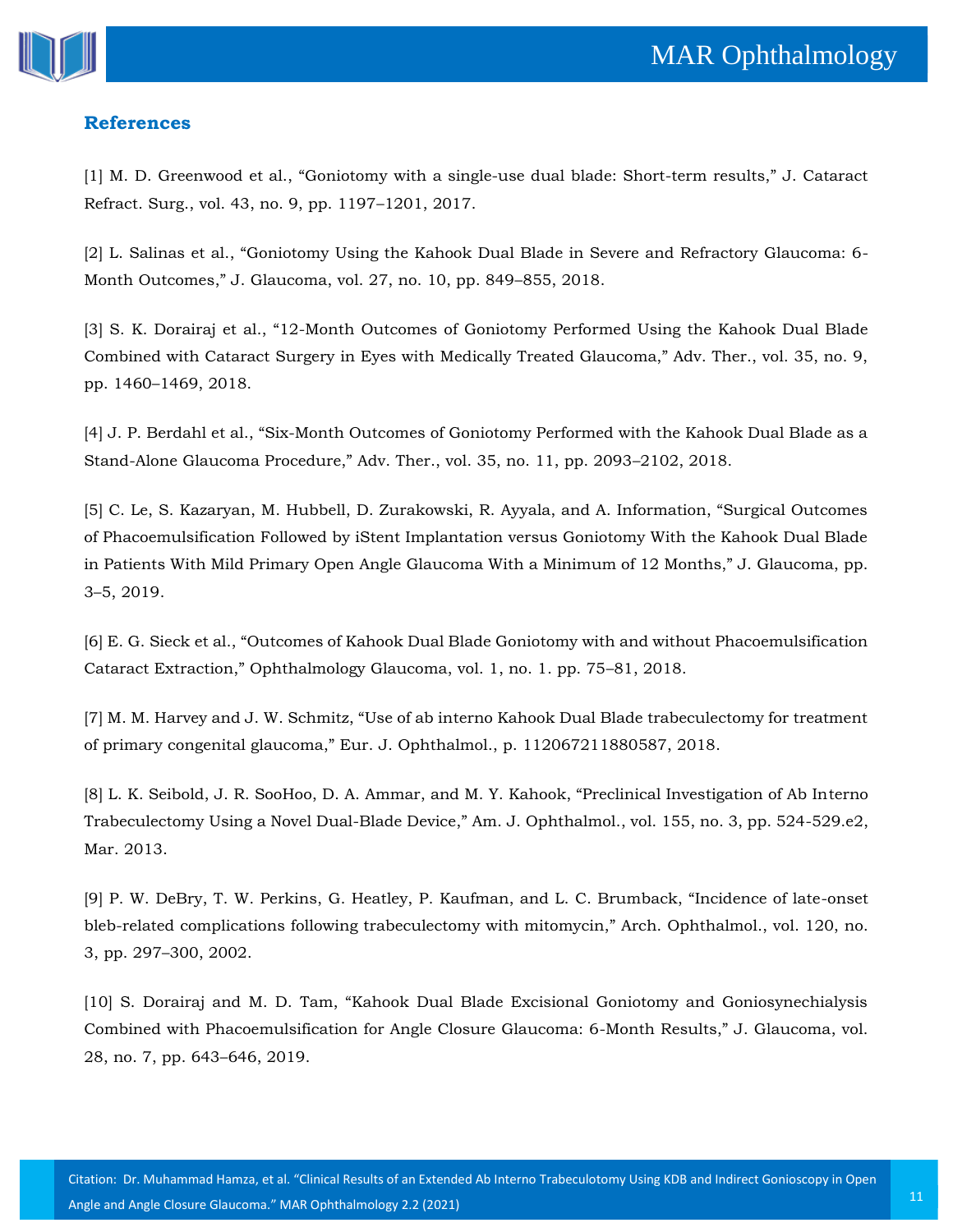## References

[1] M. D. Greenwood et al., "Goniotomy with a single-use dual blade: Short-term results," J. Cataract Refract. Surg., vol. 43, no. 9, pp. 1197–1201, 2017.

[2] L. Salinas et al., "Goniotomy Using the Kahook Dual Blade in Severe and Refractory Glaucoma: 6-Month Outcomes," J. Glaucoma, vol. 27, no. 10, pp. 849–855, 2018.

[3] S. K. Dorairaj et al., "12-Month Outcomes of Goniotomy Performed Using the Kahook Dual Blade Combined with Cataract Surgery in Eyes with Medically Treated Glaucoma," Adv. Ther., vol. 35, no. 9, pp. 1460–1469, 2018.

[4] J. P. Berdahl et al., "Six-Month Outcomes of Goniotomy Performed with the Kahook Dual Blade as a Stand-Alone Glaucoma Procedure," Adv. Ther., vol. 35, no. 11, pp. 2093–2102, 2018.

[5] C. Le, S. Kazaryan, M. Hubbell, D. Zurakowski, R. Ayyala, and A. Information, "Surgical Outcomes of Phacoemulsification Followed by iStent Implantation versus Goniotomy With the Kahook Dual Blade in Patients With Mild Primary Open Angle Glaucoma With a Minimum of 12 Months," J. Glaucoma, pp. 3–5, 2019.

[6] E. G. Sieck et al., "Outcomes of Kahook Dual Blade Goniotomy with and without Phacoemulsification Cataract Extraction," Ophthalmology Glaucoma, vol. 1, no. 1. pp. 75–81, 2018.

[7] M. M. Harvey and J. W. Schmitz, "Use of ab interno Kahook Dual Blade trabeculectomy for treatment of primary congenital glaucoma," Eur. J. Ophthalmol., p. 112067211880587, 2018.

[8] L. K. Seibold, J. R. SooHoo, D. A. Ammar, and M. Y. Kahook, "Preclinical Investigation of Ab Interno Trabeculectomy Using a Novel Dual-Blade Device," Am. J. Ophthalmol., vol. 155, no. 3, pp. 524-529.e2, Mar. 2013.

[9] P. W. DeBry, T. W. Perkins, G. Heatley, P. Kaufman, and L. C. Brumback, "Incidence of late-onset bleb-related complications following trabeculectomy with mitomycin," Arch. Ophthalmol., vol. 120, no. 3, pp. 297–300, 2002.

[10] S. Dorairaj and M. D. Tam, "Kahook Dual Blade Excisional Goniotomy and Goniosynechialysis Combined with Phacoemulsification for Angle Closure Glaucoma: 6-Month Results," J. Glaucoma, vol. 28, no. 7, pp. 643–646, 2019.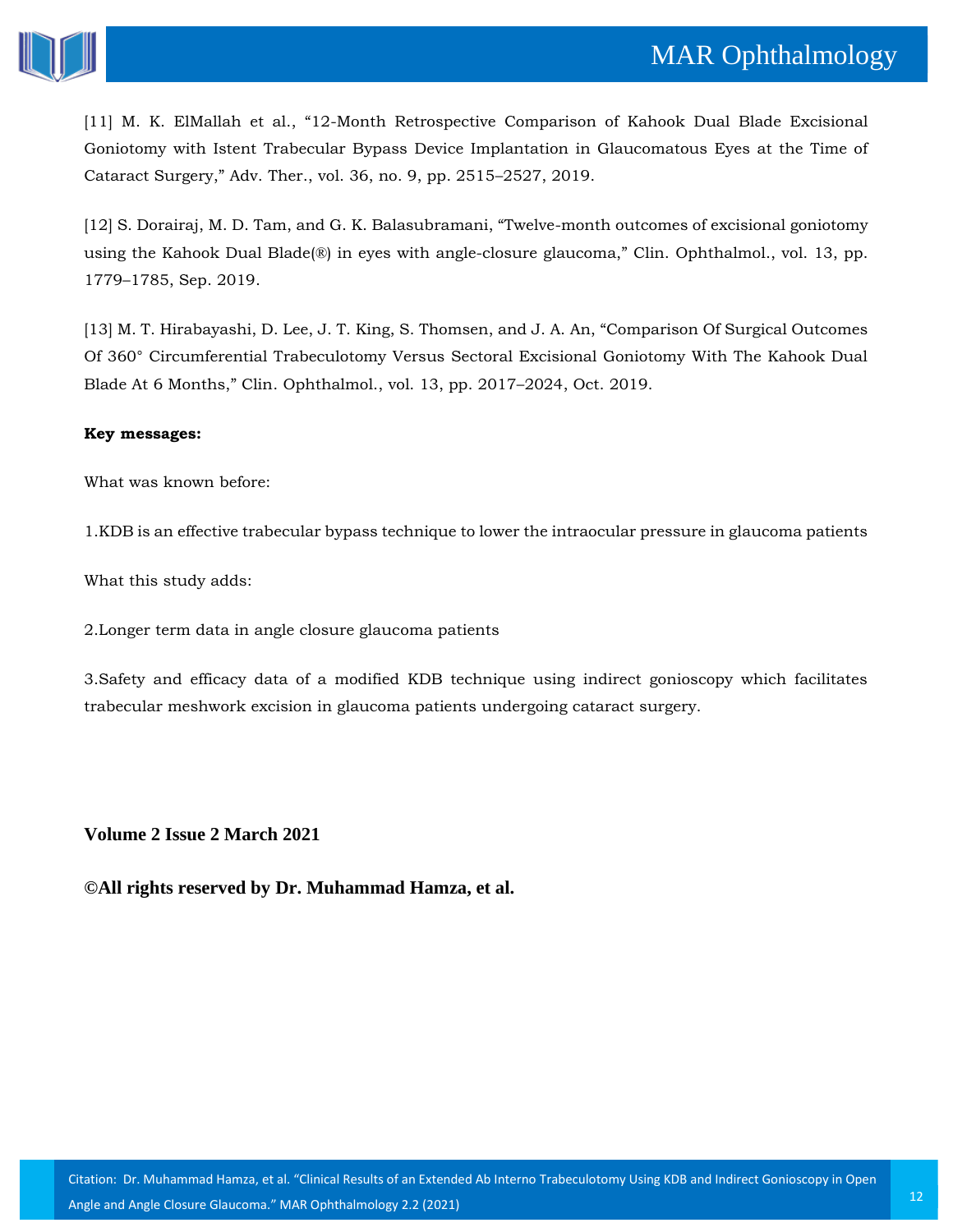[11] M. K. ElMallah et al., "12-Month Retrospective Comparison of Kahook Dual Blade Excisional Goniotomy with Istent Trabecular Bypass Device Implantation in Glaucomatous Eyes at the Time of Cataract Surgery," Adv. Ther., vol. 36, no. 9, pp. 2515–2527, 2019.

[12] S. Dorairaj, M. D. Tam, and G. K. Balasubramani, "Twelve-month outcomes of excisional goniotomy using the Kahook Dual Blade(®) in eyes with angle-closure glaucoma," Clin. Ophthalmol., vol. 13, pp. 1779–1785, Sep. 2019.

[13] M. T. Hirabayashi, D. Lee, J. T. King, S. Thomsen, and J. A. An, "Comparison Of Surgical Outcomes Of 360° Circumferential Trabeculotomy Versus Sectoral Excisional Goniotomy With The Kahook Dual Blade At 6 Months," Clin. Ophthalmol., vol. 13, pp. 2017–2024, Oct. 2019.

**Key messages:**

What was known before:

1.KDB is an effective trabecular bypass technique to lower the intraocular pressure in glaucoma patients

What this study adds:

2.Longer term data in angle closure glaucoma patients

3.Safety and efficacy data of a modified KDB technique using indirect gonioscopy which facilitates trabecular meshwork excision in glaucoma patients undergoing cataract surgery.

**Volume 2 Issue 2 March 2021**

**©All rights reserved by Dr. Muhammad Hamza, et al.**